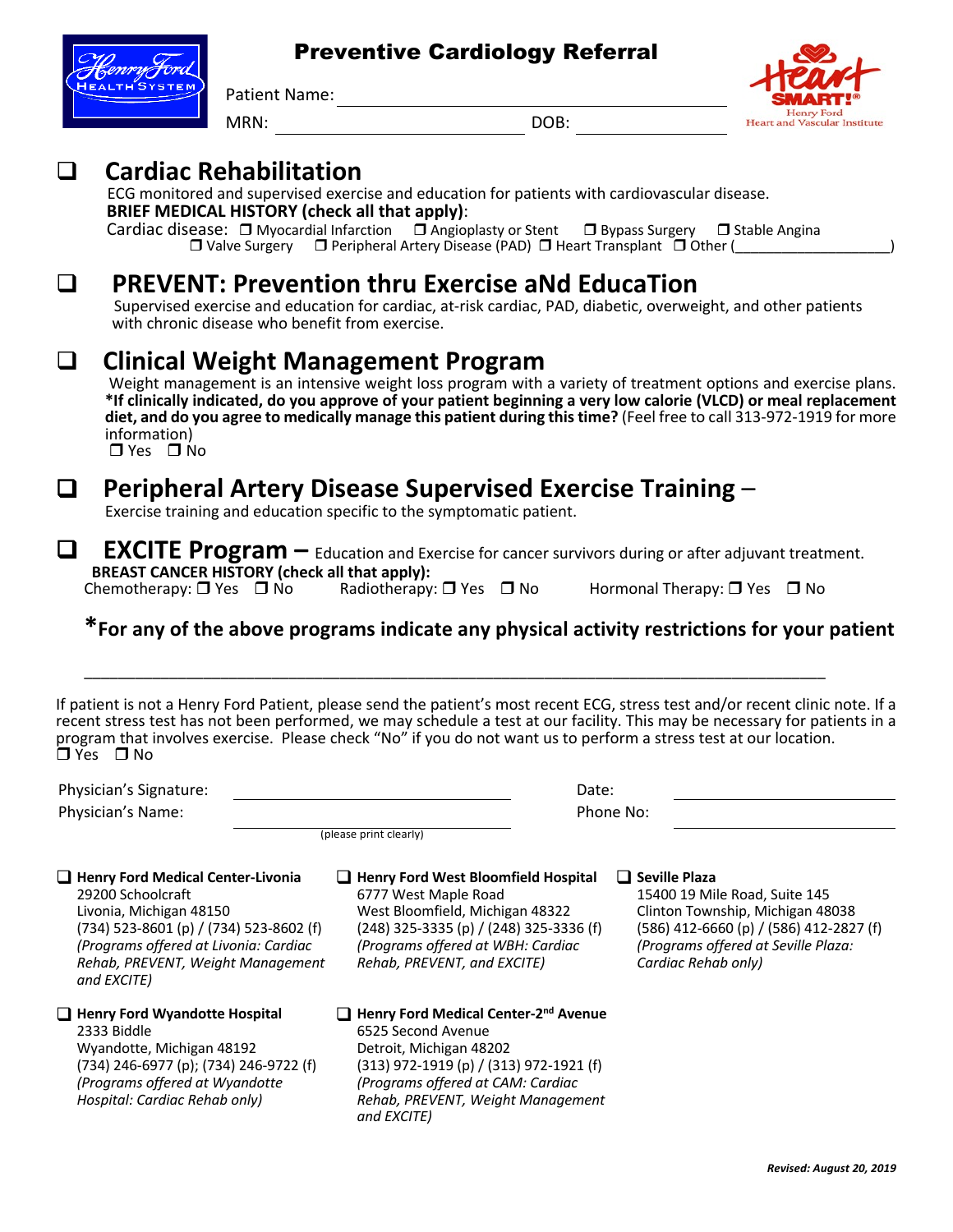# Preventive Cardiology Referral

Patient Name: ______________________________

MRN: ______________________________ DOB: ______________

## ❑ Cardiac Rehabilitation

ECG monitored and supervised exercise and education for patients with cardiovascular disease.

**BRIEF MEDICAL HISTORY (check all that apply)**:

Cardiac disease: ❒ Myocardial Infarction ❒ Angioplasty or Stent ❒ Bypass Surgery ❒ Stable Angina
❒ Valve Surgery ❒ Peripheral Artery Disease (PAD) ❒ Heart Transplant ❒ Other (____________________)

## ❑ PREVENT: Prevention thru Exercise aNd EducaTion

Supervised exercise and education for cardiac, at-risk cardiac, PAD, diabetic, overweight, and other patients with chronic disease who benefit from exercise.

## ❑ Clinical Weight Management Program

Weight management is an intensive weight loss program with a variety of treatment options and exercise plans. ***If clinically indicated, do you approve of your patient beginning a very low calorie (VLCD) or meal replacement diet, and do you agree to medically manage this patient during this time?** (Feel free to call 313-972-1919 for more information)

❒ Yes ❒ No

## ❑ Peripheral Artery Disease Supervised Exercise Training –

Exercise training and education specific to the symptomatic patient.

## ❑ EXCITE Program – Education and Exercise for cancer survivors during or after adjuvant treatment.

**BREAST CANCER HISTORY (check all that apply):**

Chemotherapy: ❒ Yes ❒ No Radiotherapy: ❒ Yes ❒ No Hormonal Therapy: ❒ Yes ❒ No

### *For any of the above programs indicate any physical activity restrictions for your patient

______________________________________________________________________________

If patient is not a Henry Ford Patient, please send the patient's most recent ECG, stress test and/or recent clinic note. If a recent stress test has not been performed, we may schedule a test at our facility. This may be necessary for patients in a program that involves exercise. Please check "No" if you do not want us to perform a stress test at our location.

❒ Yes ❒ No

Physician's Signature: ______________________________ Date: ______________________

Physician's Name: ______________________________ Phone No: ______________________
(please print clearly)

❑ **Henry Ford Medical Center-Livonia**
29200 Schoolcraft
Livonia, Michigan 48150
(734) 523-8601 (p) / (734) 523-8602 (f)
*(Programs offered at Livonia: Cardiac Rehab, PREVENT, Weight Management and EXCITE)*

❑ **Henry Ford West Bloomfield Hospital**
6777 West Maple Road
West Bloomfield, Michigan 48322
(248) 325-3335 (p) / (248) 325-3336 (f)
*(Programs offered at WBH: Cardiac Rehab, PREVENT, and EXCITE)*

❑ **Seville Plaza**
15400 19 Mile Road, Suite 145
Clinton Township, Michigan 48038
(586) 412-6660 (p) / (586) 412-2827 (f)
*(Programs offered at Seville Plaza: Cardiac Rehab only)*

❑ **Henry Ford Wyandotte Hospital**
2333 Biddle
Wyandotte, Michigan 48192
(734) 246-6977 (p); (734) 246-9722 (f)
*(Programs offered at Wyandotte Hospital: Cardiac Rehab only)*

❑ **Henry Ford Medical Center-2nd Avenue**
6525 Second Avenue
Detroit, Michigan 48202
(313) 972-1919 (p) / (313) 972-1921 (f)
*(Programs offered at CAM: Cardiac Rehab, PREVENT, Weight Management and EXCITE)*

***Revised: August 20, 2019***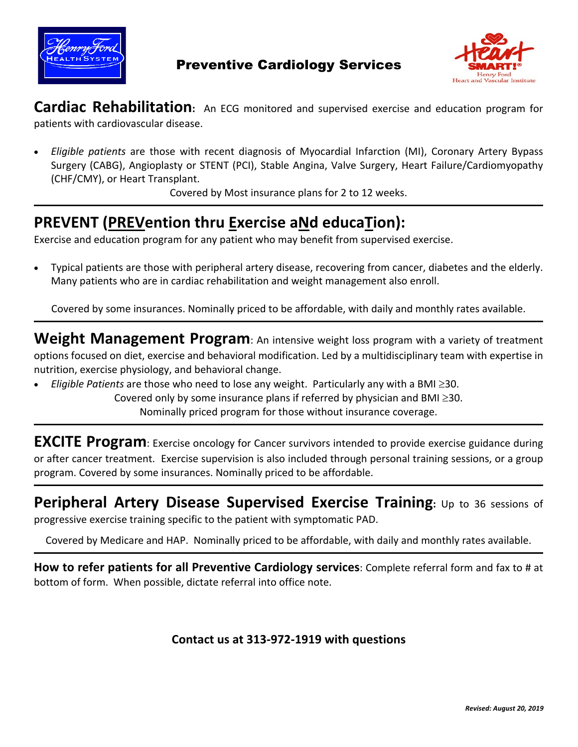# Preventive Cardiology Services

**Cardiac Rehabilitation:** An ECG monitored and supervised exercise and education program for patients with cardiovascular disease.

- *Eligible patients* are those with recent diagnosis of Myocardial Infarction (MI), Coronary Artery Bypass Surgery (CABG), Angioplasty or STENT (PCI), Stable Angina, Valve Surgery, Heart Failure/Cardiomyopathy (CHF/CMY), or Heart Transplant.

Covered by Most insurance plans for 2 to 12 weeks.

---

## PREVENT (PREVention thru Exercise aNd educaTion):

Exercise and education program for any patient who may benefit from supervised exercise.

- Typical patients are those with peripheral artery disease, recovering from cancer, diabetes and the elderly. Many patients who are in cardiac rehabilitation and weight management also enroll.

Covered by some insurances. Nominally priced to be affordable, with daily and monthly rates available.

---

**Weight Management Program**: An intensive weight loss program with a variety of treatment options focused on diet, exercise and behavioral modification. Led by a multidisciplinary team with expertise in nutrition, exercise physiology, and behavioral change.

- *Eligible Patients* are those who need to lose any weight. Particularly any with a BMI ≥30.

Covered only by some insurance plans if referred by physician and BMI ≥30.

Nominally priced program for those without insurance coverage.

---

**EXCITE Program**: Exercise oncology for Cancer survivors intended to provide exercise guidance during or after cancer treatment. Exercise supervision is also included through personal training sessions, or a group program. Covered by some insurances. Nominally priced to be affordable.

---

**Peripheral Artery Disease Supervised Exercise Training:** Up to 36 sessions of progressive exercise training specific to the patient with symptomatic PAD.

Covered by Medicare and HAP. Nominally priced to be affordable, with daily and monthly rates available.

---

**How to refer patients for all Preventive Cardiology services**: Complete referral form and fax to # at bottom of form. When possible, dictate referral into office note.

**Contact us at 313-972-1919 with questions**

***Revised: August 20, 2019***